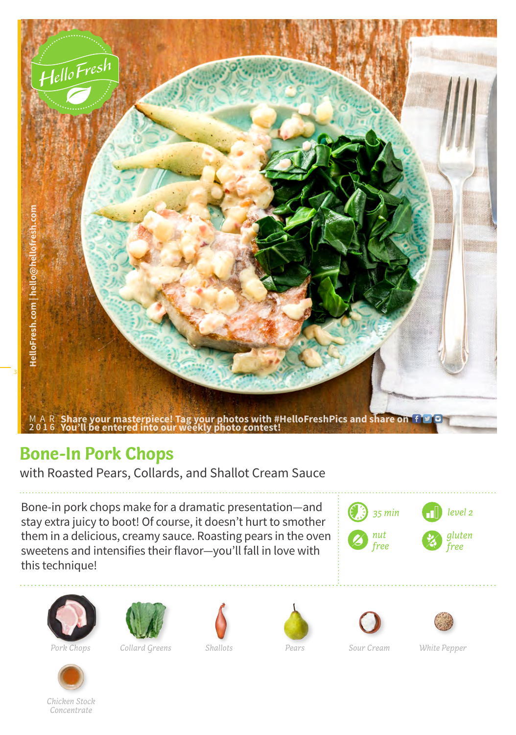HelloFresh

HelloFresh.com | hello@hellofresh.com

MAR 2016 Share your masterpiece! Tag your photos with #HelloFreshPics and share on
You'll be entered into our weekly photo contest!

# Bone-In Pork Chops

with Roasted Pears, Collards, and Shallot Cream Sauce

Bone-in pork chops make for a dramatic presentation—and stay extra juicy to boot! Of course, it doesn't hurt to smother them in a delicious, creamy sauce. Roasting pears in the oven sweetens and intensifies their flavor—you'll fall in love with this technique!

*35 min*

*level 2*

*nut free*

*gluten free*

*Pork Chops*

*Collard Greens*

*Shallots*

*Pears*

*Sour Cream*

*White Pepper*

*Chicken Stock Concentrate*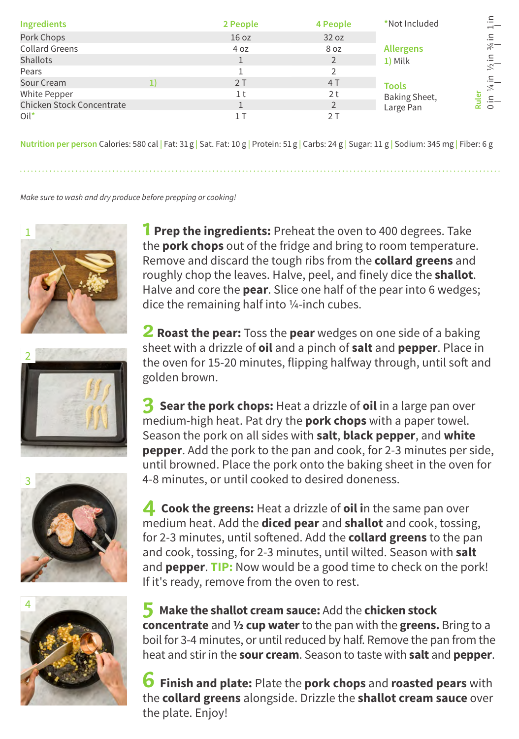| Ingredients | | 2 People | 4 People |
|---|---|---|---|
| Pork Chops | | 16 oz | 32 oz |
| Collard Greens | | 4 oz | 8 oz |
| Shallots | | 1 | 2 |
| Pears | | 1 | 2 |
| Sour Cream | 1) | 2 T | 4 T |
| White Pepper | | 1 t | 2 t |
| Chicken Stock Concentrate | | 1 | 2 |
| Oil* | | 1 T | 2 T |

*Not Included

**Allergens**
1) Milk

**Tools**
Baking Sheet, Large Pan

Ruler
0 in ¼ in ½ in ¾ in 1 in

**Nutrition per person** Calories: 580 cal | Fat: 31 g | Sat. Fat: 10 g | Protein: 51 g | Carbs: 24 g | Sugar: 11 g | Sodium: 345 mg | Fiber: 6 g

*Make sure to wash and dry produce before prepping or cooking!*

**1 Prep the ingredients:** Preheat the oven to 400 degrees. Take the **pork chops** out of the fridge and bring to room temperature. Remove and discard the tough ribs from the **collard greens** and roughly chop the leaves. Halve, peel, and finely dice the **shallot**. Halve and core the **pear**. Slice one half of the pear into 6 wedges; dice the remaining half into ¼-inch cubes.

**2 Roast the pear:** Toss the **pear** wedges on one side of a baking sheet with a drizzle of **oil** and a pinch of **salt** and **pepper**. Place in the oven for 15-20 minutes, flipping halfway through, until soft and golden brown.

**3 Sear the pork chops:** Heat a drizzle of **oil** in a large pan over medium-high heat. Pat dry the **pork chops** with a paper towel. Season the pork on all sides with **salt**, **black pepper**, and **white pepper**. Add the pork to the pan and cook, for 2-3 minutes per side, until browned. Place the pork onto the baking sheet in the oven for 4-8 minutes, or until cooked to desired doneness.

**4 Cook the greens:** Heat a drizzle of **oil i**n the same pan over medium heat. Add the **diced pear** and **shallot** and cook, tossing, for 2-3 minutes, until softened. Add the **collard greens** to the pan and cook, tossing, for 2-3 minutes, until wilted. Season with **salt** and **pepper**. **TIP:** Now would be a good time to check on the pork! If it's ready, remove from the oven to rest.

**5 Make the shallot cream sauce:** Add the **chicken stock concentrate** and **½ cup water** to the pan with the **greens.** Bring to a boil for 3-4 minutes, or until reduced by half. Remove the pan from the heat and stir in the **sour cream**. Season to taste with **salt** and **pepper**.

**6 Finish and plate:** Plate the **pork chops** and **roasted pears** with the **collard greens** alongside. Drizzle the **shallot cream sauce** over the plate. Enjoy!